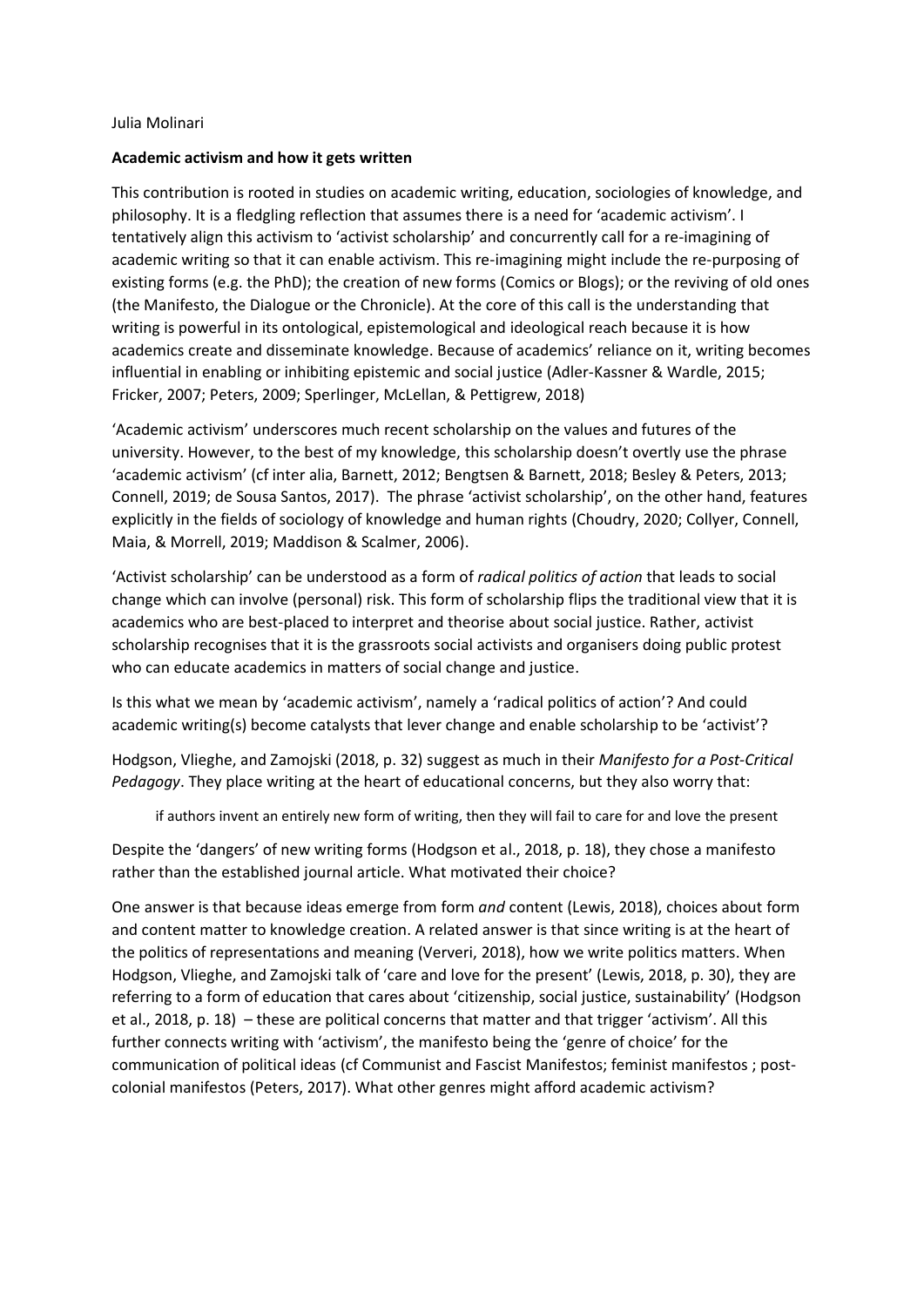Julia Molinari

**Academic activism and how it gets written**

This contribution is rooted in studies on academic writing, education, sociologies of knowledge, and philosophy. It is a fledgling reflection that assumes there is a need for 'academic activism'. I tentatively align this activism to 'activist scholarship' and concurrently call for a re-imagining of academic writing so that it can enable activism. This re-imagining might include the re-purposing of existing forms (e.g. the PhD); the creation of new forms (Comics or Blogs); or the reviving of old ones (the Manifesto, the Dialogue or the Chronicle). At the core of this call is the understanding that writing is powerful in its ontological, epistemological and ideological reach because it is how academics create and disseminate knowledge. Because of academics' reliance on it, writing becomes influential in enabling or inhibiting epistemic and social justice (Adler-Kassner & Wardle, 2015; Fricker, 2007; Peters, 2009; Sperlinger, McLellan, & Pettigrew, 2018)

'Academic activism' underscores much recent scholarship on the values and futures of the university. However, to the best of my knowledge, this scholarship doesn't overtly use the phrase 'academic activism' (cf inter alia, Barnett, 2012; Bengtsen & Barnett, 2018; Besley & Peters, 2013; Connell, 2019; de Sousa Santos, 2017). The phrase 'activist scholarship', on the other hand, features explicitly in the fields of sociology of knowledge and human rights (Choudry, 2020; Collyer, Connell, Maia, & Morrell, 2019; Maddison & Scalmer, 2006).

'Activist scholarship' can be understood as a form of *radical politics of action* that leads to social change which can involve (personal) risk. This form of scholarship flips the traditional view that it is academics who are best-placed to interpret and theorise about social justice. Rather, activist scholarship recognises that it is the grassroots social activists and organisers doing public protest who can educate academics in matters of social change and justice.

Is this what we mean by 'academic activism', namely a 'radical politics of action'? And could academic writing(s) become catalysts that lever change and enable scholarship to be 'activist'?

Hodgson, Vlieghe, and Zamojski (2018, p. 32) suggest as much in their *Manifesto for a Post-Critical Pedagogy*. They place writing at the heart of educational concerns, but they also worry that:

> if authors invent an entirely new form of writing, then they will fail to care for and love the present

Despite the 'dangers' of new writing forms (Hodgson et al., 2018, p. 18), they chose a manifesto rather than the established journal article. What motivated their choice?

One answer is that because ideas emerge from form *and* content (Lewis, 2018), choices about form and content matter to knowledge creation. A related answer is that since writing is at the heart of the politics of representations and meaning (Ververi, 2018), how we write politics matters. When Hodgson, Vlieghe, and Zamojski talk of 'care and love for the present' (Lewis, 2018, p. 30), they are referring to a form of education that cares about 'citizenship, social justice, sustainability' (Hodgson et al., 2018, p. 18) – these are political concerns that matter and that trigger 'activism'. All this further connects writing with 'activism', the manifesto being the 'genre of choice' for the communication of political ideas (cf Communist and Fascist Manifestos; feminist manifestos ; post-colonial manifestos (Peters, 2017). What other genres might afford academic activism?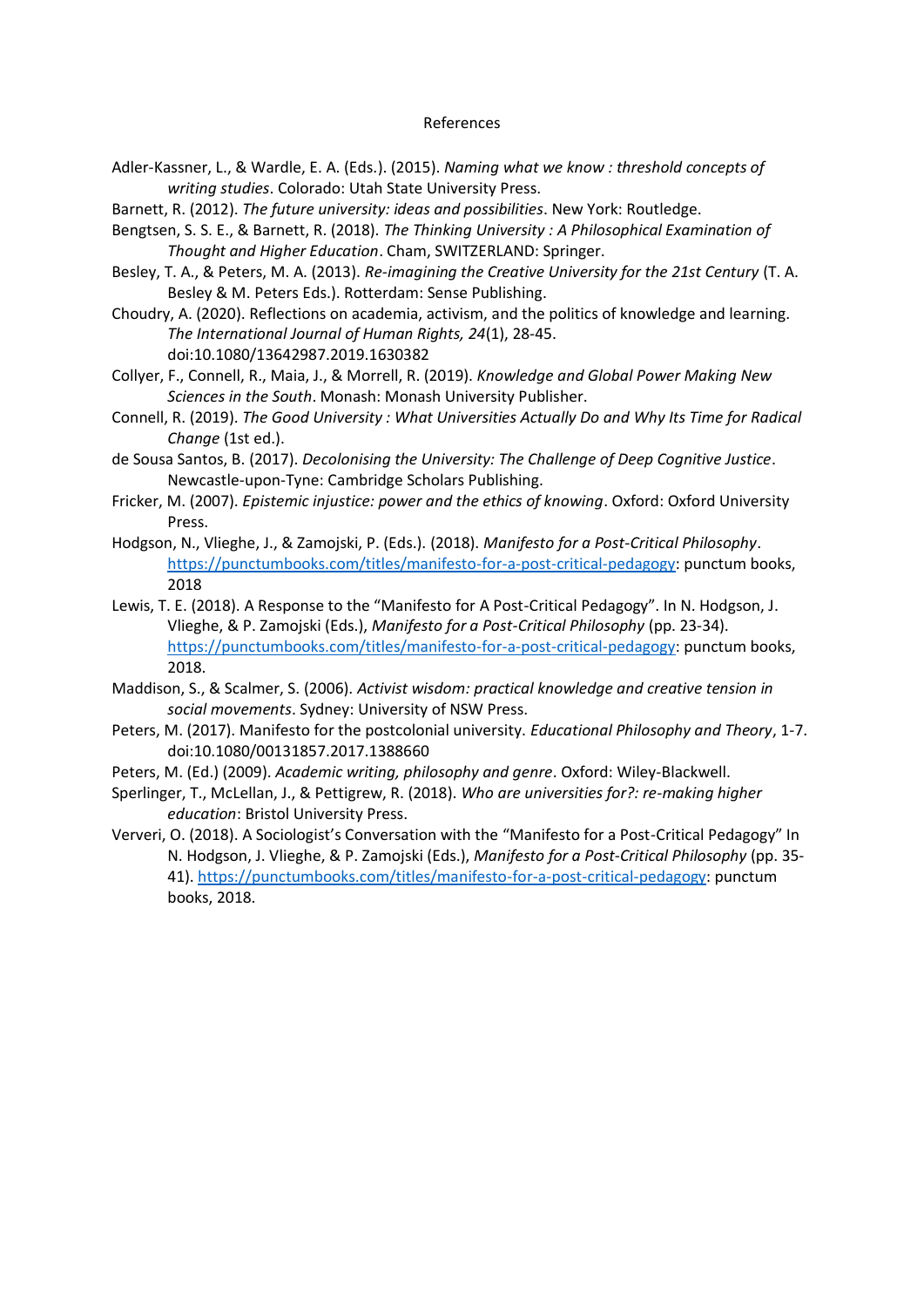# References

Adler-Kassner, L., & Wardle, E. A. (Eds.). (2015). *Naming what we know : threshold concepts of writing studies*. Colorado: Utah State University Press.

Barnett, R. (2012). *The future university: ideas and possibilities*. New York: Routledge.

Bengtsen, S. S. E., & Barnett, R. (2018). *The Thinking University : A Philosophical Examination of Thought and Higher Education*. Cham, SWITZERLAND: Springer.

Besley, T. A., & Peters, M. A. (2013). *Re-imagining the Creative University for the 21st Century* (T. A. Besley & M. Peters Eds.). Rotterdam: Sense Publishing.

Choudry, A. (2020). Reflections on academia, activism, and the politics of knowledge and learning. *The International Journal of Human Rights, 24*(1), 28-45. doi:10.1080/13642987.2019.1630382

Collyer, F., Connell, R., Maia, J., & Morrell, R. (2019). *Knowledge and Global Power Making New Sciences in the South*. Monash: Monash University Publisher.

Connell, R. (2019). *The Good University : What Universities Actually Do and Why Its Time for Radical Change* (1st ed.).

de Sousa Santos, B. (2017). *Decolonising the University: The Challenge of Deep Cognitive Justice*. Newcastle-upon-Tyne: Cambridge Scholars Publishing.

Fricker, M. (2007). *Epistemic injustice: power and the ethics of knowing*. Oxford: Oxford University Press.

Hodgson, N., Vlieghe, J., & Zamojski, P. (Eds.). (2018). *Manifesto for a Post-Critical Philosophy*. https://punctumbooks.com/titles/manifesto-for-a-post-critical-pedagogy: punctum books, 2018

Lewis, T. E. (2018). A Response to the "Manifesto for A Post-Critical Pedagogy". In N. Hodgson, J. Vlieghe, & P. Zamojski (Eds.), *Manifesto for a Post-Critical Philosophy* (pp. 23-34). https://punctumbooks.com/titles/manifesto-for-a-post-critical-pedagogy: punctum books, 2018.

Maddison, S., & Scalmer, S. (2006). *Activist wisdom: practical knowledge and creative tension in social movements*. Sydney: University of NSW Press.

Peters, M. (2017). Manifesto for the postcolonial university. *Educational Philosophy and Theory*, 1-7. doi:10.1080/00131857.2017.1388660

Peters, M. (Ed.) (2009). *Academic writing, philosophy and genre*. Oxford: Wiley-Blackwell.

Sperlinger, T., McLellan, J., & Pettigrew, R. (2018). *Who are universities for?: re-making higher education*: Bristol University Press.

Ververi, O. (2018). A Sociologist's Conversation with the "Manifesto for a Post-Critical Pedagogy" In N. Hodgson, J. Vlieghe, & P. Zamojski (Eds.), *Manifesto for a Post-Critical Philosophy* (pp. 35-41). https://punctumbooks.com/titles/manifesto-for-a-post-critical-pedagogy: punctum books, 2018.